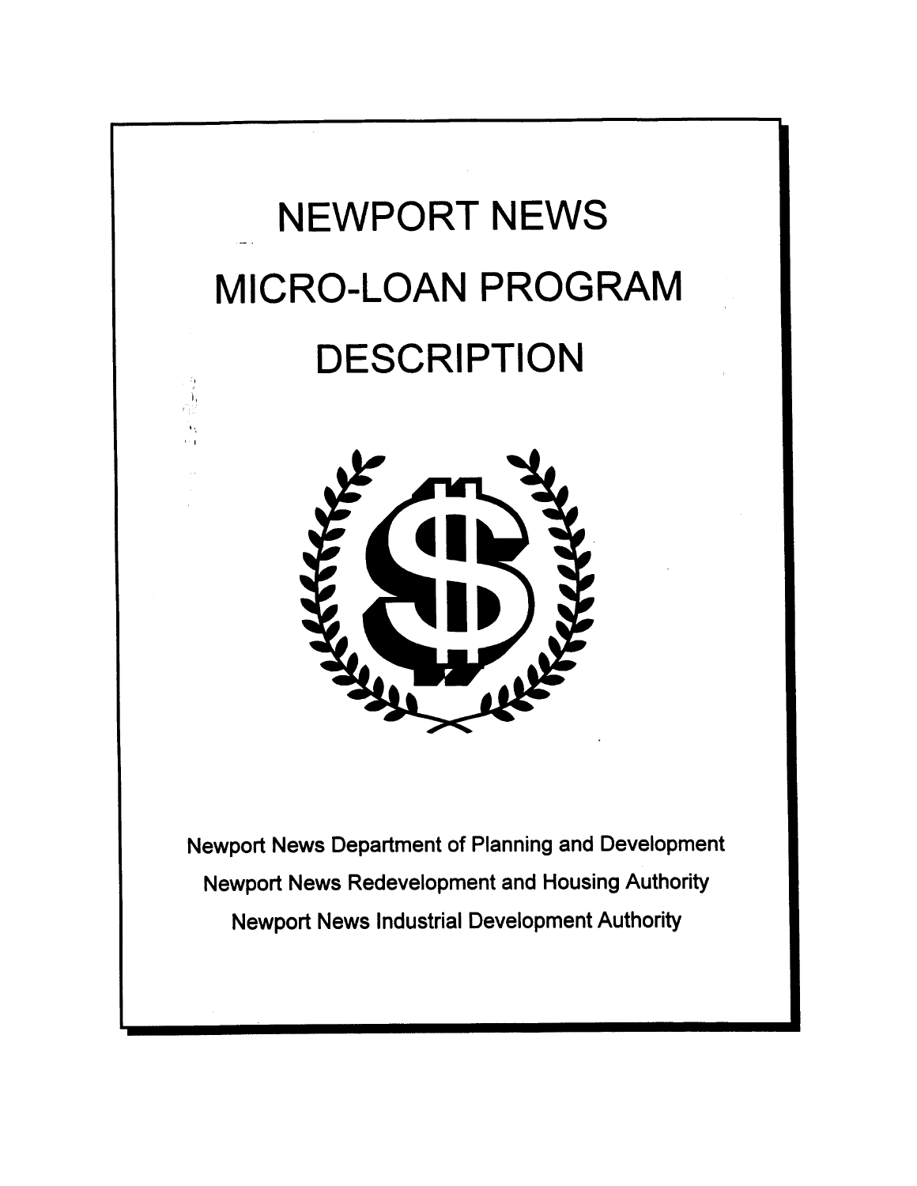# NEWPORT NEWS MICRO-LOAN PROGRAM DESCRIPTION

Newport News Department of Planning and Development

Newport News Redevelopment and Housing Authority

Newport News Industrial Development Authority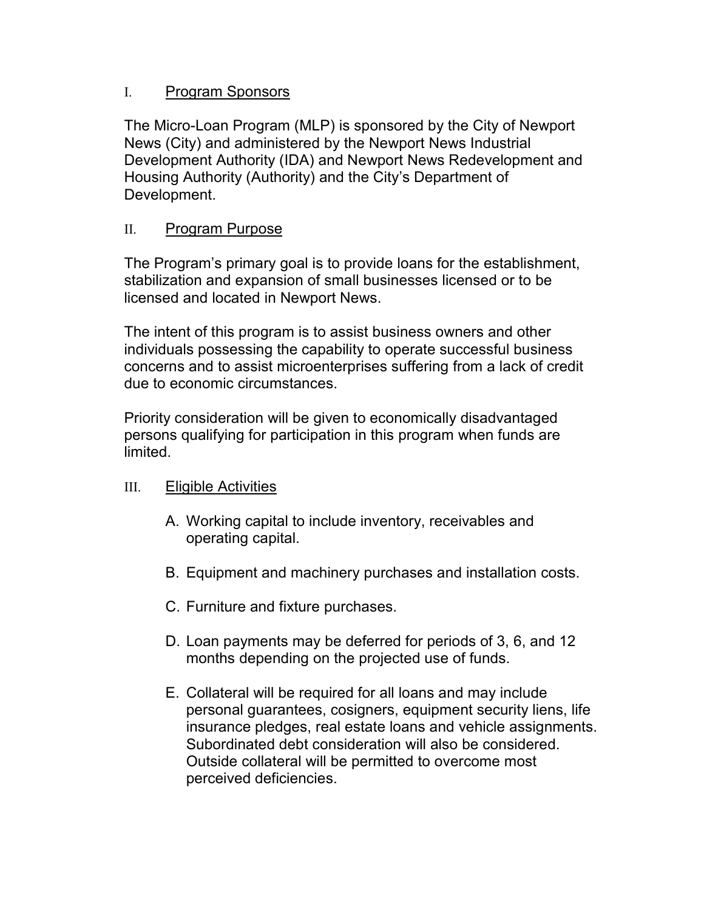## I. Program Sponsors

The Micro-Loan Program (MLP) is sponsored by the City of Newport News (City) and administered by the Newport News Industrial Development Authority (IDA) and Newport News Redevelopment and Housing Authority (Authority) and the City's Department of Development.

## II. Program Purpose

The Program's primary goal is to provide loans for the establishment, stabilization and expansion of small businesses licensed or to be licensed and located in Newport News.

The intent of this program is to assist business owners and other individuals possessing the capability to operate successful business concerns and to assist microenterprises suffering from a lack of credit due to economic circumstances.

Priority consideration will be given to economically disadvantaged persons qualifying for participation in this program when funds are limited.

## III. Eligible Activities

A. Working capital to include inventory, receivables and operating capital.

B. Equipment and machinery purchases and installation costs.

C. Furniture and fixture purchases.

D. Loan payments may be deferred for periods of 3, 6, and 12 months depending on the projected use of funds.

E. Collateral will be required for all loans and may include personal guarantees, cosigners, equipment security liens, life insurance pledges, real estate loans and vehicle assignments. Subordinated debt consideration will also be considered. Outside collateral will be permitted to overcome most perceived deficiencies.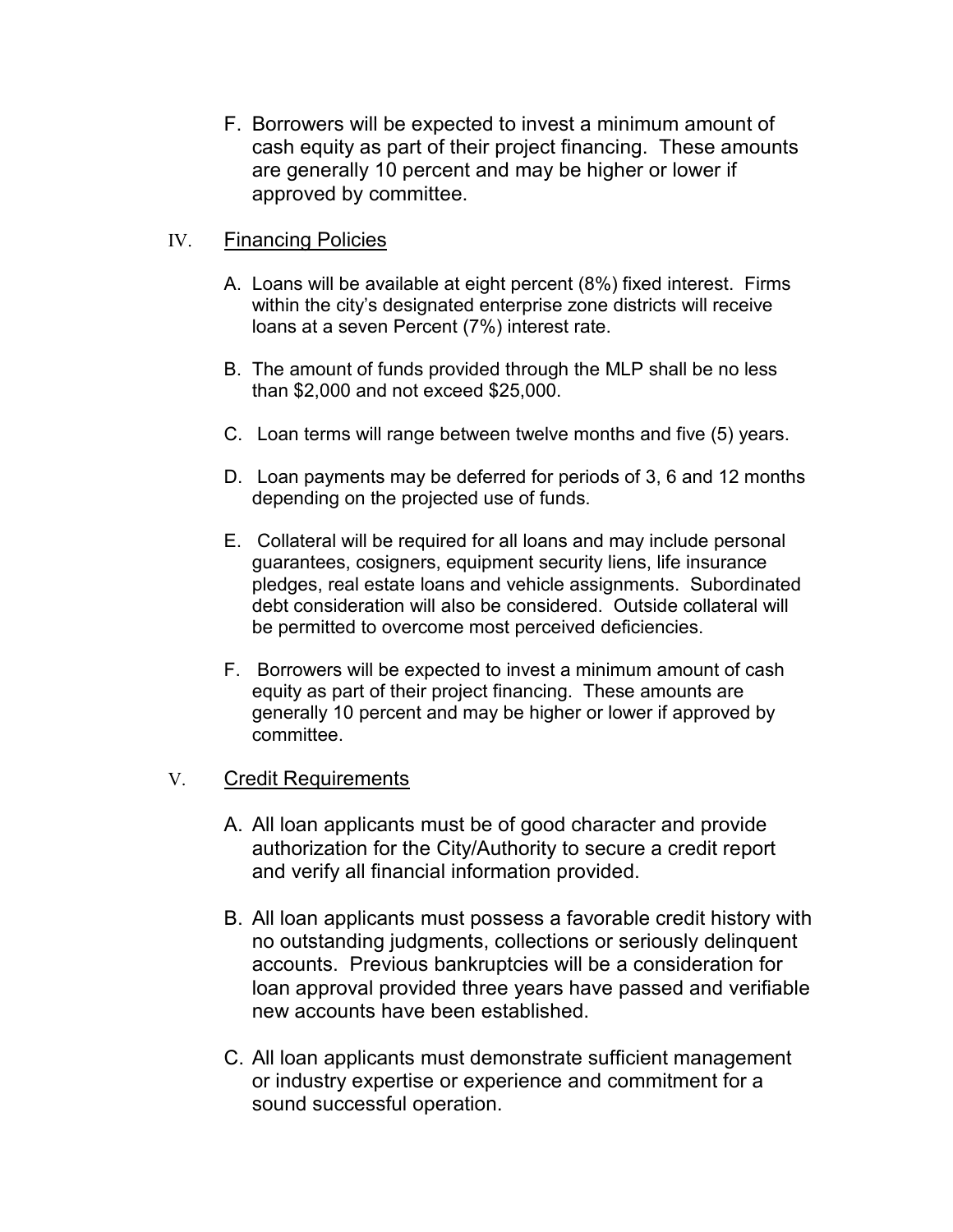F. Borrowers will be expected to invest a minimum amount of cash equity as part of their project financing. These amounts are generally 10 percent and may be higher or lower if approved by committee.

## IV. Financing Policies

A. Loans will be available at eight percent (8%) fixed interest. Firms within the city's designated enterprise zone districts will receive loans at a seven Percent (7%) interest rate.

B. The amount of funds provided through the MLP shall be no less than $2,000 and not exceed $25,000.

C. Loan terms will range between twelve months and five (5) years.

D. Loan payments may be deferred for periods of 3, 6 and 12 months depending on the projected use of funds.

E. Collateral will be required for all loans and may include personal guarantees, cosigners, equipment security liens, life insurance pledges, real estate loans and vehicle assignments. Subordinated debt consideration will also be considered. Outside collateral will be permitted to overcome most perceived deficiencies.

F. Borrowers will be expected to invest a minimum amount of cash equity as part of their project financing. These amounts are generally 10 percent and may be higher or lower if approved by committee.

## V. Credit Requirements

A. All loan applicants must be of good character and provide authorization for the City/Authority to secure a credit report and verify all financial information provided.

B. All loan applicants must possess a favorable credit history with no outstanding judgments, collections or seriously delinquent accounts. Previous bankruptcies will be a consideration for loan approval provided three years have passed and verifiable new accounts have been established.

C. All loan applicants must demonstrate sufficient management or industry expertise or experience and commitment for a sound successful operation.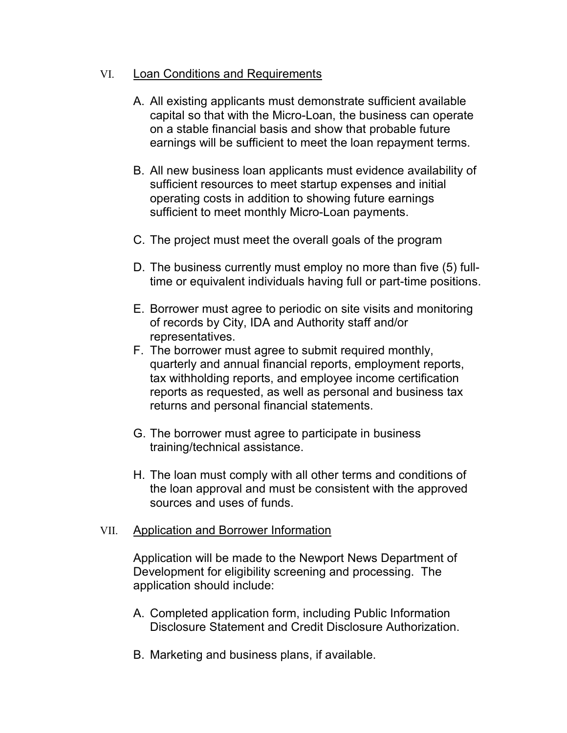## VI. Loan Conditions and Requirements

A. All existing applicants must demonstrate sufficient available capital so that with the Micro-Loan, the business can operate on a stable financial basis and show that probable future earnings will be sufficient to meet the loan repayment terms.

B. All new business loan applicants must evidence availability of sufficient resources to meet startup expenses and initial operating costs in addition to showing future earnings sufficient to meet monthly Micro-Loan payments.

C. The project must meet the overall goals of the program

D. The business currently must employ no more than five (5) full-time or equivalent individuals having full or part-time positions.

E. Borrower must agree to periodic on site visits and monitoring of records by City, IDA and Authority staff and/or representatives.

F. The borrower must agree to submit required monthly, quarterly and annual financial reports, employment reports, tax withholding reports, and employee income certification reports as requested, as well as personal and business tax returns and personal financial statements.

G. The borrower must agree to participate in business training/technical assistance.

H. The loan must comply with all other terms and conditions of the loan approval and must be consistent with the approved sources and uses of funds.

## VII. Application and Borrower Information

Application will be made to the Newport News Department of Development for eligibility screening and processing. The application should include:

A. Completed application form, including Public Information Disclosure Statement and Credit Disclosure Authorization.

B. Marketing and business plans, if available.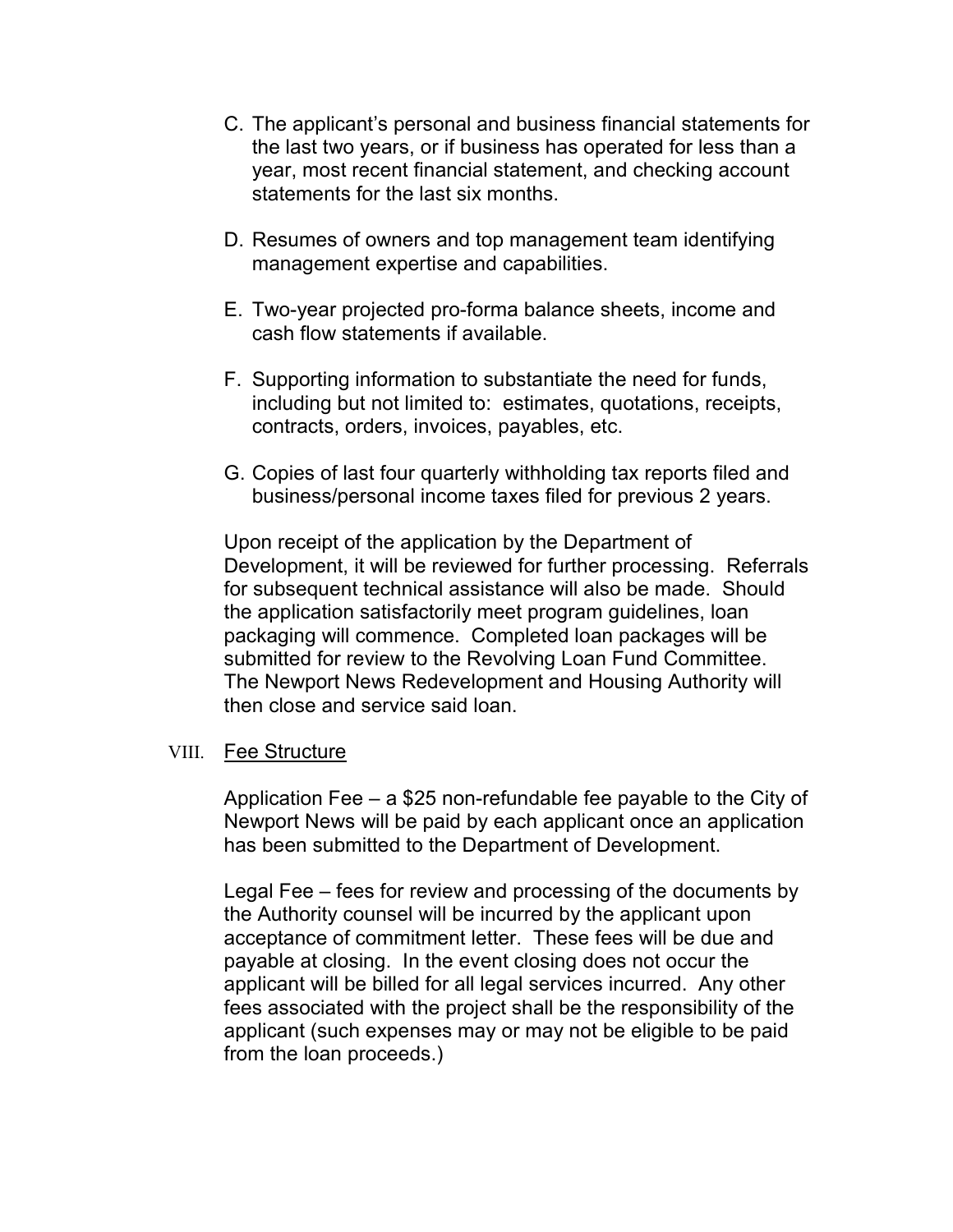C. The applicant's personal and business financial statements for the last two years, or if business has operated for less than a year, most recent financial statement, and checking account statements for the last six months.

D. Resumes of owners and top management team identifying management expertise and capabilities.

E. Two-year projected pro-forma balance sheets, income and cash flow statements if available.

F. Supporting information to substantiate the need for funds, including but not limited to: estimates, quotations, receipts, contracts, orders, invoices, payables, etc.

G. Copies of last four quarterly withholding tax reports filed and business/personal income taxes filed for previous 2 years.

Upon receipt of the application by the Department of Development, it will be reviewed for further processing. Referrals for subsequent technical assistance will also be made. Should the application satisfactorily meet program guidelines, loan packaging will commence. Completed loan packages will be submitted for review to the Revolving Loan Fund Committee. The Newport News Redevelopment and Housing Authority will then close and service said loan.

## VIII. Fee Structure

Application Fee – a $25 non-refundable fee payable to the City of Newport News will be paid by each applicant once an application has been submitted to the Department of Development.

Legal Fee – fees for review and processing of the documents by the Authority counsel will be incurred by the applicant upon acceptance of commitment letter. These fees will be due and payable at closing. In the event closing does not occur the applicant will be billed for all legal services incurred. Any other fees associated with the project shall be the responsibility of the applicant (such expenses may or may not be eligible to be paid from the loan proceeds.)